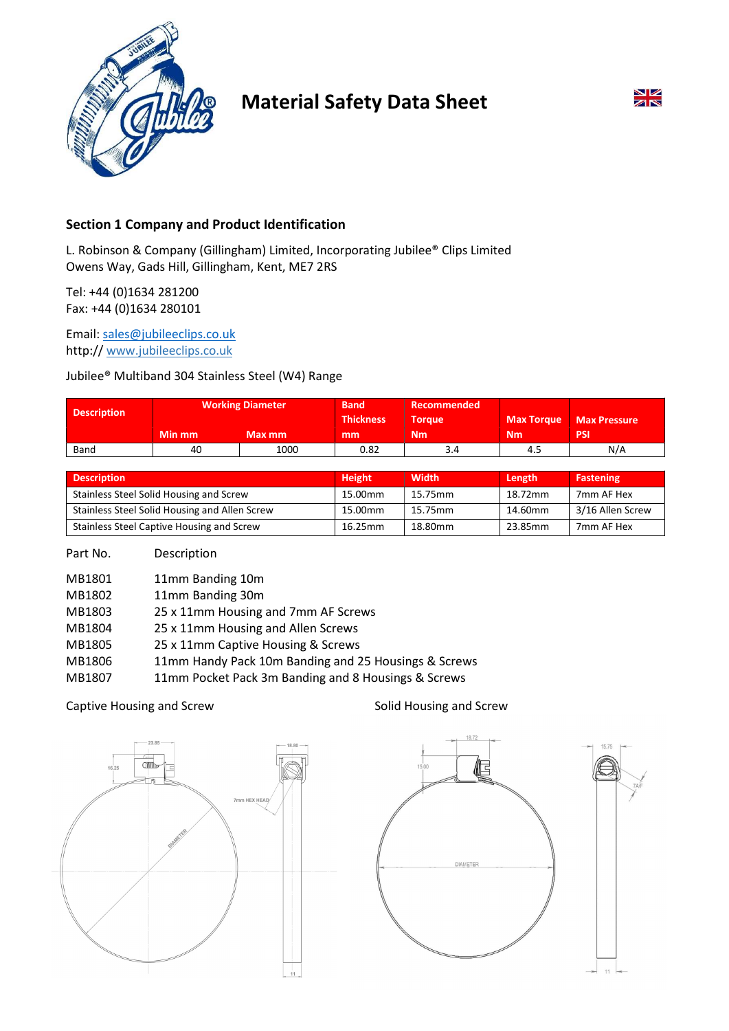# Material Safety Data Sheet

## Section 1 Company and Product Identification

L. Robinson & Company (Gillingham) Limited, Incorporating Jubilee® Clips Limited
Owens Way, Gads Hill, Gillingham, Kent, ME7 2RS

Tel: +44 (0)1634 281200
Fax: +44 (0)1634 280101

Email: sales@jubileeclips.co.uk
http:// www.jubileeclips.co.uk

Jubilee® Multiband 304 Stainless Steel (W4) Range

| Description | Working Diameter | | Band Thickness | Recommended Torque | Max Torque | Max Pressure |
|---|---|---|---|---|---|---|
| | Min mm | Max mm | mm | Nm | Nm | PSI |
| Band | 40 | 1000 | 0.82 | 3.4 | 4.5 | N/A |

| Description | Height | Width | Length | Fastening |
|---|---|---|---|---|
| Stainless Steel Solid Housing and Screw | 15.00mm | 15.75mm | 18.72mm | 7mm AF Hex |
| Stainless Steel Solid Housing and Allen Screw | 15.00mm | 15.75mm | 14.60mm | 3/16 Allen Screw |
| Stainless Steel Captive Housing and Screw | 16.25mm | 18.80mm | 23.85mm | 7mm AF Hex |

| Part No. | Description |
|---|---|
| MB1801 | 11mm Banding 10m |
| MB1802 | 11mm Banding 30m |
| MB1803 | 25 x 11mm Housing and 7mm AF Screws |
| MB1804 | 25 x 11mm Housing and Allen Screws |
| MB1805 | 25 x 11mm Captive Housing & Screws |
| MB1806 | 11mm Handy Pack 10m Banding and 25 Housings & Screws |
| MB1807 | 11mm Pocket Pack 3m Banding and 8 Housings & Screws |

Captive Housing and Screw

Solid Housing and Screw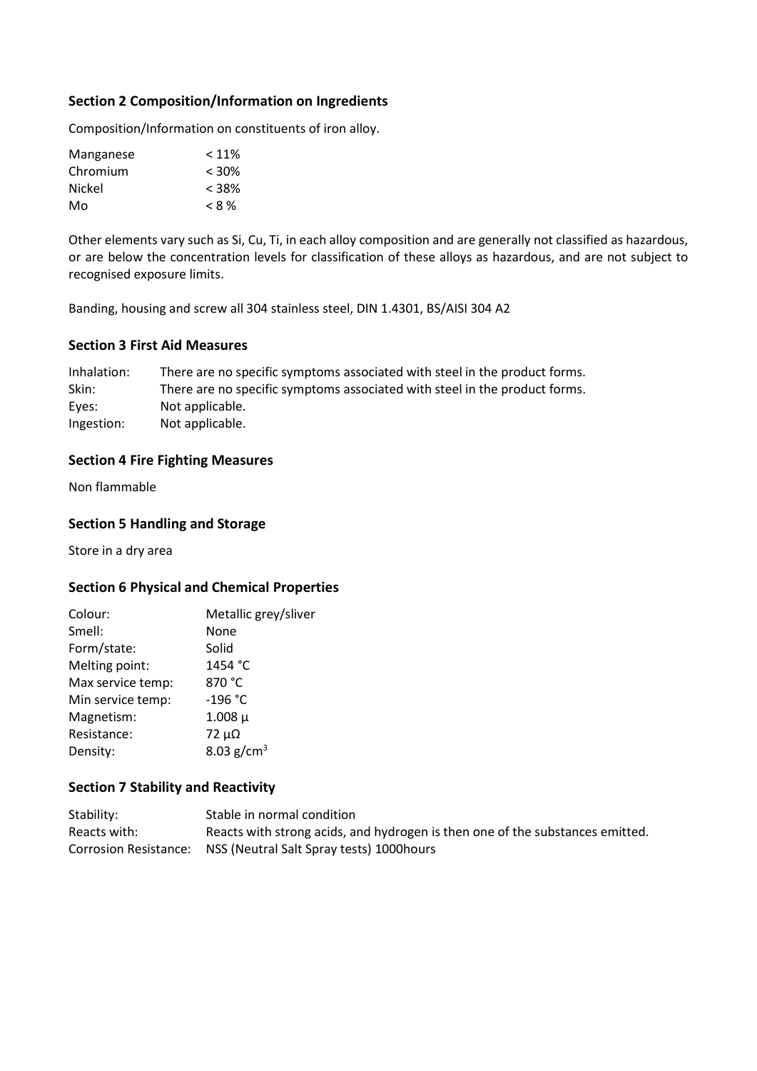### Section 2 Composition/Information on Ingredients

Composition/Information on constituents of iron alloy.

| | |
|---|---|
| Manganese | < 11% |
| Chromium | < 30% |
| Nickel | < 38% |
| Mo | < 8 % |

Other elements vary such as Si, Cu, Ti, in each alloy composition and are generally not classified as hazardous, or are below the concentration levels for classification of these alloys as hazardous, and are not subject to recognised exposure limits.

Banding, housing and screw all 304 stainless steel, DIN 1.4301, BS/AISI 304 A2

### Section 3 First Aid Measures

| | |
|---|---|
| Inhalation: | There are no specific symptoms associated with steel in the product forms. |
| Skin: | There are no specific symptoms associated with steel in the product forms. |
| Eyes: | Not applicable. |
| Ingestion: | Not applicable. |

### Section 4 Fire Fighting Measures

Non flammable

### Section 5 Handling and Storage

Store in a dry area

### Section 6 Physical and Chemical Properties

| | |
|---|---|
| Colour: | Metallic grey/sliver |
| Smell: | None |
| Form/state: | Solid |
| Melting point: | 1454 °C |
| Max service temp: | 870 °C |
| Min service temp: | -196 °C |
| Magnetism: | 1.008 μ |
| Resistance: | 72 μΩ |
| Density: | 8.03 g/cm$^3$ |

### Section 7 Stability and Reactivity

| | |
|---|---|
| Stability: | Stable in normal condition |
| Reacts with: | Reacts with strong acids, and hydrogen is then one of the substances emitted. |
| Corrosion Resistance: | NSS (Neutral Salt Spray tests) 1000hours |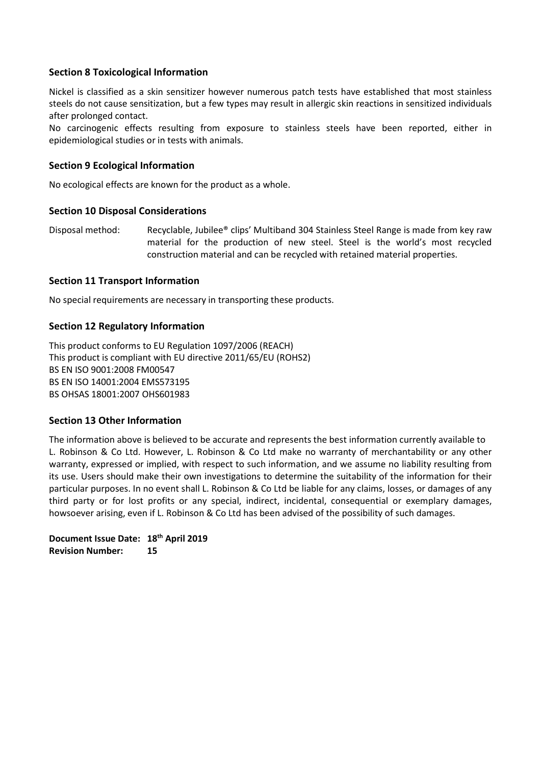## Section 8 Toxicological Information

Nickel is classified as a skin sensitizer however numerous patch tests have established that most stainless steels do not cause sensitization, but a few types may result in allergic skin reactions in sensitized individuals after prolonged contact.

No carcinogenic effects resulting from exposure to stainless steels have been reported, either in epidemiological studies or in tests with animals.

## Section 9 Ecological Information

No ecological effects are known for the product as a whole.

## Section 10 Disposal Considerations

Disposal method: Recyclable, Jubilee® clips' Multiband 304 Stainless Steel Range is made from key raw material for the production of new steel. Steel is the world's most recycled construction material and can be recycled with retained material properties.

## Section 11 Transport Information

No special requirements are necessary in transporting these products.

## Section 12 Regulatory Information

This product conforms to EU Regulation 1097/2006 (REACH)
This product is compliant with EU directive 2011/65/EU (ROHS2)
BS EN ISO 9001:2008 FM00547
BS EN ISO 14001:2004 EMS573195
BS OHSAS 18001:2007 OHS601983

## Section 13 Other Information

The information above is believed to be accurate and represents the best information currently available to L. Robinson & Co Ltd. However, L. Robinson & Co Ltd make no warranty of merchantability or any other warranty, expressed or implied, with respect to such information, and we assume no liability resulting from its use. Users should make their own investigations to determine the suitability of the information for their particular purposes. In no event shall L. Robinson & Co Ltd be liable for any claims, losses, or damages of any third party or for lost profits or any special, indirect, incidental, consequential or exemplary damages, howsoever arising, even if L. Robinson & Co Ltd has been advised of the possibility of such damages.

**Document Issue Date: 18th April 2019**
**Revision Number: 15**